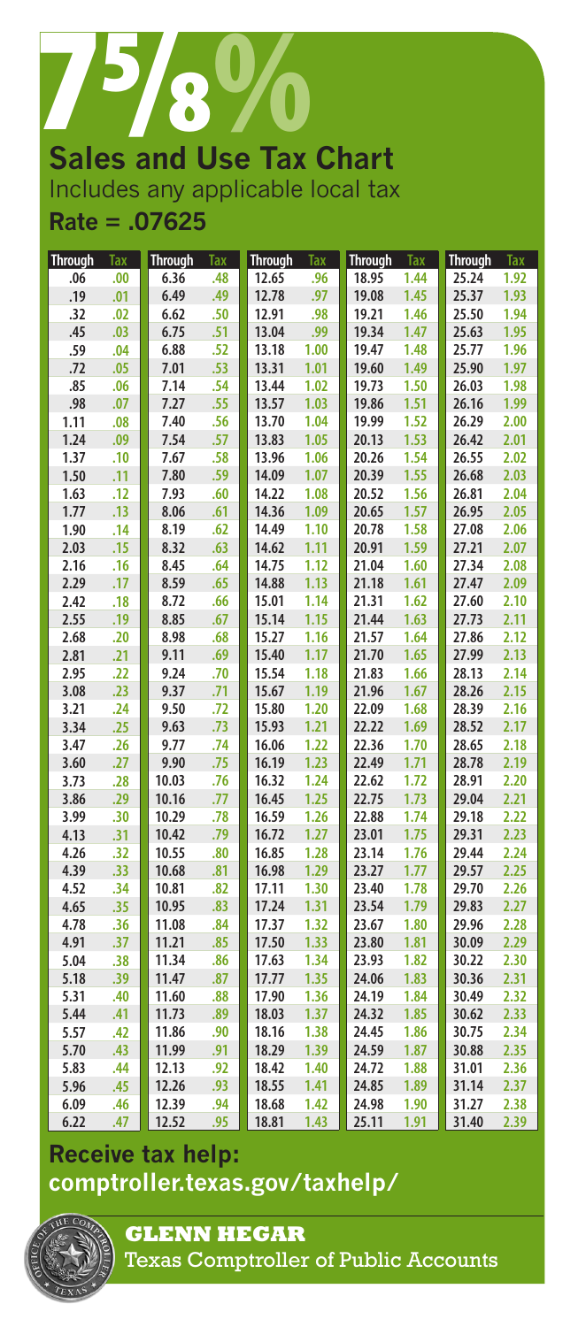# 7⅝%

## Sales and Use Tax Chart

Includes any applicable local tax

**Rate = .07625**

| Through | Tax | Through | Tax | Through | Tax | Through | Tax | Through | Tax |
|---|---|---|---|---|---|---|---|---|---|
| .06 | .00 | 6.36 | .48 | 12.65 | .96 | 18.95 | 1.44 | 25.24 | 1.92 |
| .19 | .01 | 6.49 | .49 | 12.78 | .97 | 19.08 | 1.45 | 25.37 | 1.93 |
| .32 | .02 | 6.62 | .50 | 12.91 | .98 | 19.21 | 1.46 | 25.50 | 1.94 |
| .45 | .03 | 6.75 | .51 | 13.04 | .99 | 19.34 | 1.47 | 25.63 | 1.95 |
| .59 | .04 | 6.88 | .52 | 13.18 | 1.00 | 19.47 | 1.48 | 25.77 | 1.96 |
| .72 | .05 | 7.01 | .53 | 13.31 | 1.01 | 19.60 | 1.49 | 25.90 | 1.97 |
| .85 | .06 | 7.14 | .54 | 13.44 | 1.02 | 19.73 | 1.50 | 26.03 | 1.98 |
| .98 | .07 | 7.27 | .55 | 13.57 | 1.03 | 19.86 | 1.51 | 26.16 | 1.99 |
| 1.11 | .08 | 7.40 | .56 | 13.70 | 1.04 | 19.99 | 1.52 | 26.29 | 2.00 |
| 1.24 | .09 | 7.54 | .57 | 13.83 | 1.05 | 20.13 | 1.53 | 26.42 | 2.01 |
| 1.37 | .10 | 7.67 | .58 | 13.96 | 1.06 | 20.26 | 1.54 | 26.55 | 2.02 |
| 1.50 | .11 | 7.80 | .59 | 14.09 | 1.07 | 20.39 | 1.55 | 26.68 | 2.03 |
| 1.63 | .12 | 7.93 | .60 | 14.22 | 1.08 | 20.52 | 1.56 | 26.81 | 2.04 |
| 1.77 | .13 | 8.06 | .61 | 14.36 | 1.09 | 20.65 | 1.57 | 26.95 | 2.05 |
| 1.90 | .14 | 8.19 | .62 | 14.49 | 1.10 | 20.78 | 1.58 | 27.08 | 2.06 |
| 2.03 | .15 | 8.32 | .63 | 14.62 | 1.11 | 20.91 | 1.59 | 27.21 | 2.07 |
| 2.16 | .16 | 8.45 | .64 | 14.75 | 1.12 | 21.04 | 1.60 | 27.34 | 2.08 |
| 2.29 | .17 | 8.59 | .65 | 14.88 | 1.13 | 21.18 | 1.61 | 27.47 | 2.09 |
| 2.42 | .18 | 8.72 | .66 | 15.01 | 1.14 | 21.31 | 1.62 | 27.60 | 2.10 |
| 2.55 | .19 | 8.85 | .67 | 15.14 | 1.15 | 21.44 | 1.63 | 27.73 | 2.11 |
| 2.68 | .20 | 8.98 | .68 | 15.27 | 1.16 | 21.57 | 1.64 | 27.86 | 2.12 |
| 2.81 | .21 | 9.11 | .69 | 15.40 | 1.17 | 21.70 | 1.65 | 27.99 | 2.13 |
| 2.95 | .22 | 9.24 | .70 | 15.54 | 1.18 | 21.83 | 1.66 | 28.13 | 2.14 |
| 3.08 | .23 | 9.37 | .71 | 15.67 | 1.19 | 21.96 | 1.67 | 28.26 | 2.15 |
| 3.21 | .24 | 9.50 | .72 | 15.80 | 1.20 | 22.09 | 1.68 | 28.39 | 2.16 |
| 3.34 | .25 | 9.63 | .73 | 15.93 | 1.21 | 22.22 | 1.69 | 28.52 | 2.17 |
| 3.47 | .26 | 9.77 | .74 | 16.06 | 1.22 | 22.36 | 1.70 | 28.65 | 2.18 |
| 3.60 | .27 | 9.90 | .75 | 16.19 | 1.23 | 22.49 | 1.71 | 28.78 | 2.19 |
| 3.73 | .28 | 10.03 | .76 | 16.32 | 1.24 | 22.62 | 1.72 | 28.91 | 2.20 |
| 3.86 | .29 | 10.16 | .77 | 16.45 | 1.25 | 22.75 | 1.73 | 29.04 | 2.21 |
| 3.99 | .30 | 10.29 | .78 | 16.59 | 1.26 | 22.88 | 1.74 | 29.18 | 2.22 |
| 4.13 | .31 | 10.42 | .79 | 16.72 | 1.27 | 23.01 | 1.75 | 29.31 | 2.23 |
| 4.26 | .32 | 10.55 | .80 | 16.85 | 1.28 | 23.14 | 1.76 | 29.44 | 2.24 |
| 4.39 | .33 | 10.68 | .81 | 16.98 | 1.29 | 23.27 | 1.77 | 29.57 | 2.25 |
| 4.52 | .34 | 10.81 | .82 | 17.11 | 1.30 | 23.40 | 1.78 | 29.70 | 2.26 |
| 4.65 | .35 | 10.95 | .83 | 17.24 | 1.31 | 23.54 | 1.79 | 29.83 | 2.27 |
| 4.78 | .36 | 11.08 | .84 | 17.37 | 1.32 | 23.67 | 1.80 | 29.96 | 2.28 |
| 4.91 | .37 | 11.21 | .85 | 17.50 | 1.33 | 23.80 | 1.81 | 30.09 | 2.29 |
| 5.04 | .38 | 11.34 | .86 | 17.63 | 1.34 | 23.93 | 1.82 | 30.22 | 2.30 |
| 5.18 | .39 | 11.47 | .87 | 17.77 | 1.35 | 24.06 | 1.83 | 30.36 | 2.31 |
| 5.31 | .40 | 11.60 | .88 | 17.90 | 1.36 | 24.19 | 1.84 | 30.49 | 2.32 |
| 5.44 | .41 | 11.73 | .89 | 18.03 | 1.37 | 24.32 | 1.85 | 30.62 | 2.33 |
| 5.57 | .42 | 11.86 | .90 | 18.16 | 1.38 | 24.45 | 1.86 | 30.75 | 2.34 |
| 5.70 | .43 | 11.99 | .91 | 18.29 | 1.39 | 24.59 | 1.87 | 30.88 | 2.35 |
| 5.83 | .44 | 12.13 | .92 | 18.42 | 1.40 | 24.72 | 1.88 | 31.01 | 2.36 |
| 5.96 | .45 | 12.26 | .93 | 18.55 | 1.41 | 24.85 | 1.89 | 31.14 | 2.37 |
| 6.09 | .46 | 12.39 | .94 | 18.68 | 1.42 | 24.98 | 1.90 | 31.27 | 2.38 |
| 6.22 | .47 | 12.52 | .95 | 18.81 | 1.43 | 25.11 | 1.91 | 31.40 | 2.39 |

**Receive tax help:**
**comptroller.texas.gov/taxhelp/**

**GLENN HEGAR**
Texas Comptroller of Public Accounts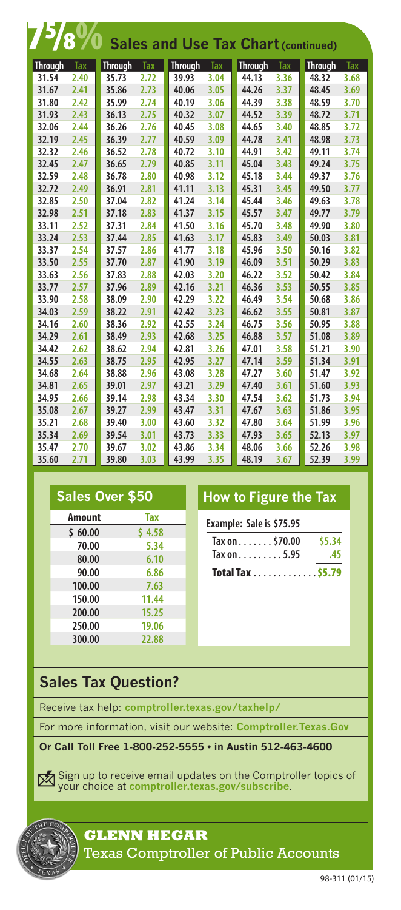# 7 5/8% Sales and Use Tax Chart (continued)

| Through | Tax | Through | Tax | Through | Tax | Through | Tax | Through | Tax |
|---|---|---|---|---|---|---|---|---|---|
| 31.54 | 2.40 | 35.73 | 2.72 | 39.93 | 3.04 | 44.13 | 3.36 | 48.32 | 3.68 |
| 31.67 | 2.41 | 35.86 | 2.73 | 40.06 | 3.05 | 44.26 | 3.37 | 48.45 | 3.69 |
| 31.80 | 2.42 | 35.99 | 2.74 | 40.19 | 3.06 | 44.39 | 3.38 | 48.59 | 3.70 |
| 31.93 | 2.43 | 36.13 | 2.75 | 40.32 | 3.07 | 44.52 | 3.39 | 48.72 | 3.71 |
| 32.06 | 2.44 | 36.26 | 2.76 | 40.45 | 3.08 | 44.65 | 3.40 | 48.85 | 3.72 |
| 32.19 | 2.45 | 36.39 | 2.77 | 40.59 | 3.09 | 44.78 | 3.41 | 48.98 | 3.73 |
| 32.32 | 2.46 | 36.52 | 2.78 | 40.72 | 3.10 | 44.91 | 3.42 | 49.11 | 3.74 |
| 32.45 | 2.47 | 36.65 | 2.79 | 40.85 | 3.11 | 45.04 | 3.43 | 49.24 | 3.75 |
| 32.59 | 2.48 | 36.78 | 2.80 | 40.98 | 3.12 | 45.18 | 3.44 | 49.37 | 3.76 |
| 32.72 | 2.49 | 36.91 | 2.81 | 41.11 | 3.13 | 45.31 | 3.45 | 49.50 | 3.77 |
| 32.85 | 2.50 | 37.04 | 2.82 | 41.24 | 3.14 | 45.44 | 3.46 | 49.63 | 3.78 |
| 32.98 | 2.51 | 37.18 | 2.83 | 41.37 | 3.15 | 45.57 | 3.47 | 49.77 | 3.79 |
| 33.11 | 2.52 | 37.31 | 2.84 | 41.50 | 3.16 | 45.70 | 3.48 | 49.90 | 3.80 |
| 33.24 | 2.53 | 37.44 | 2.85 | 41.63 | 3.17 | 45.83 | 3.49 | 50.03 | 3.81 |
| 33.37 | 2.54 | 37.57 | 2.86 | 41.77 | 3.18 | 45.96 | 3.50 | 50.16 | 3.82 |
| 33.50 | 2.55 | 37.70 | 2.87 | 41.90 | 3.19 | 46.09 | 3.51 | 50.29 | 3.83 |
| 33.63 | 2.56 | 37.83 | 2.88 | 42.03 | 3.20 | 46.22 | 3.52 | 50.42 | 3.84 |
| 33.77 | 2.57 | 37.96 | 2.89 | 42.16 | 3.21 | 46.36 | 3.53 | 50.55 | 3.85 |
| 33.90 | 2.58 | 38.09 | 2.90 | 42.29 | 3.22 | 46.49 | 3.54 | 50.68 | 3.86 |
| 34.03 | 2.59 | 38.22 | 2.91 | 42.42 | 3.23 | 46.62 | 3.55 | 50.81 | 3.87 |
| 34.16 | 2.60 | 38.36 | 2.92 | 42.55 | 3.24 | 46.75 | 3.56 | 50.95 | 3.88 |
| 34.29 | 2.61 | 38.49 | 2.93 | 42.68 | 3.25 | 46.88 | 3.57 | 51.08 | 3.89 |
| 34.42 | 2.62 | 38.62 | 2.94 | 42.81 | 3.26 | 47.01 | 3.58 | 51.21 | 3.90 |
| 34.55 | 2.63 | 38.75 | 2.95 | 42.95 | 3.27 | 47.14 | 3.59 | 51.34 | 3.91 |
| 34.68 | 2.64 | 38.88 | 2.96 | 43.08 | 3.28 | 47.27 | 3.60 | 51.47 | 3.92 |
| 34.81 | 2.65 | 39.01 | 2.97 | 43.21 | 3.29 | 47.40 | 3.61 | 51.60 | 3.93 |
| 34.95 | 2.66 | 39.14 | 2.98 | 43.34 | 3.30 | 47.54 | 3.62 | 51.73 | 3.94 |
| 35.08 | 2.67 | 39.27 | 2.99 | 43.47 | 3.31 | 47.67 | 3.63 | 51.86 | 3.95 |
| 35.21 | 2.68 | 39.40 | 3.00 | 43.60 | 3.32 | 47.80 | 3.64 | 51.99 | 3.96 |
| 35.34 | 2.69 | 39.54 | 3.01 | 43.73 | 3.33 | 47.93 | 3.65 | 52.13 | 3.97 |
| 35.47 | 2.70 | 39.67 | 3.02 | 43.86 | 3.34 | 48.06 | 3.66 | 52.26 | 3.98 |
| 35.60 | 2.71 | 39.80 | 3.03 | 43.99 | 3.35 | 48.19 | 3.67 | 52.39 | 3.99 |

## Sales Over $50

| Amount | Tax |
|---|---|
| $ 60.00 | $ 4.58 |
| 70.00 | 5.34 |
| 80.00 | 6.10 |
| 90.00 | 6.86 |
| 100.00 | 7.63 |
| 150.00 | 11.44 |
| 200.00 | 15.25 |
| 250.00 | 19.06 |
| 300.00 | 22.88 |

## How to Figure the Tax

**Example: Sale is $75.95**

| | |
|---|---|
| Tax on . . . . . . . $70.00 | $5.34 |
| Tax on . . . . . . . . . 5.95 | .45 |
| **Total Tax . . . . . . . . . . . . .** | **$5.79** |

## Sales Tax Question?

Receive tax help: **comptroller.texas.gov/taxhelp/**

For more information, visit our website: **Comptroller.Texas.Gov**

**Or Call Toll Free 1-800-252-5555 • in Austin 512-463-4600**

Sign up to receive email updates on the Comptroller topics of your choice at **comptroller.texas.gov/subscribe**.

**GLENN HEGAR**
Texas Comptroller of Public Accounts

98-311 (01/15)